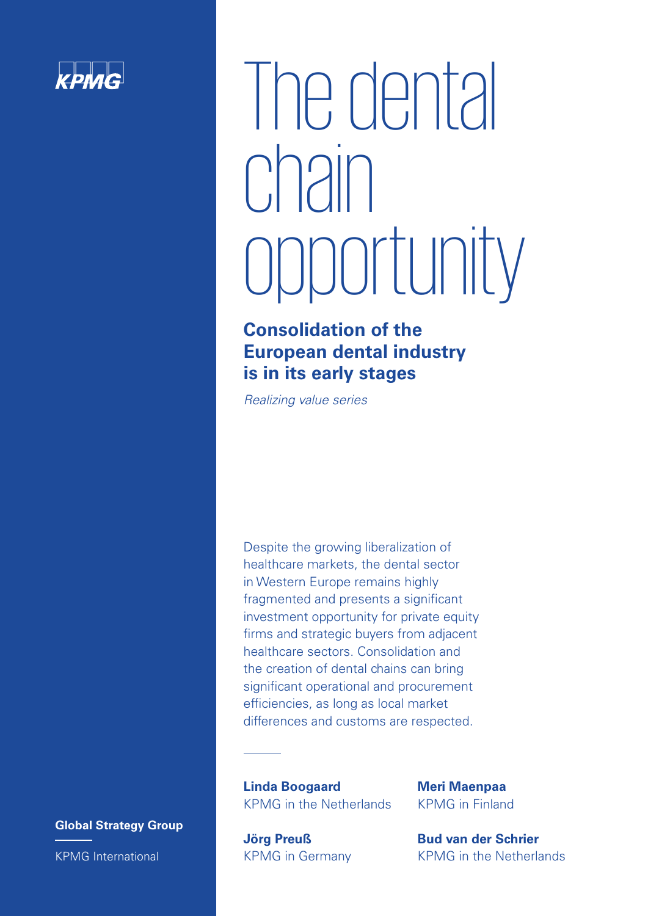KPMG

# The dental chain opportunity

## Consolidation of the European dental industry is in its early stages

*Realizing value series*

Despite the growing liberalization of healthcare markets, the dental sector in Western Europe remains highly fragmented and presents a significant investment opportunity for private equity firms and strategic buyers from adjacent healthcare sectors. Consolidation and the creation of dental chains can bring significant operational and procurement efficiencies, as long as local market differences and customs are respected.

**Linda Boogaard**
KPMG in the Netherlands

**Meri Maenpaa**
KPMG in Finland

**Jörg Preuß**
KPMG in Germany

**Bud van der Schrier**
KPMG in the Netherlands

**Global Strategy Group**

KPMG International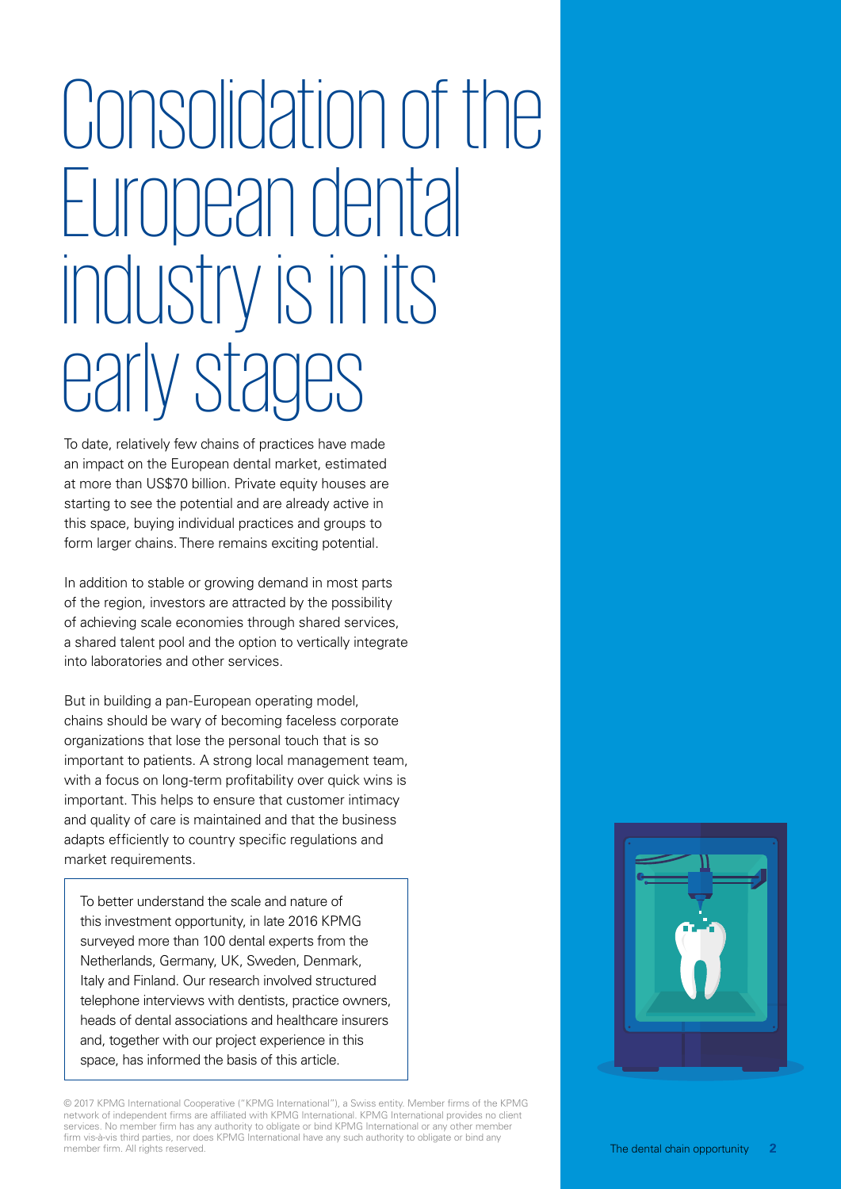# Consolidation of the European dental industry is in its early stages

To date, relatively few chains of practices have made an impact on the European dental market, estimated at more than US$70 billion. Private equity houses are starting to see the potential and are already active in this space, buying individual practices and groups to form larger chains. There remains exciting potential.

In addition to stable or growing demand in most parts of the region, investors are attracted by the possibility of achieving scale economies through shared services, a shared talent pool and the option to vertically integrate into laboratories and other services.

But in building a pan-European operating model, chains should be wary of becoming faceless corporate organizations that lose the personal touch that is so important to patients. A strong local management team, with a focus on long-term profitability over quick wins is important. This helps to ensure that customer intimacy and quality of care is maintained and that the business adapts efficiently to country specific regulations and market requirements.

> To better understand the scale and nature of this investment opportunity, in late 2016 KPMG surveyed more than 100 dental experts from the Netherlands, Germany, UK, Sweden, Denmark, Italy and Finland. Our research involved structured telephone interviews with dentists, practice owners, heads of dental associations and healthcare insurers and, together with our project experience in this space, has informed the basis of this article.

© 2017 KPMG International Cooperative ("KPMG International"), a Swiss entity. Member firms of the KPMG network of independent firms are affiliated with KPMG International. KPMG International provides no client services. No member firm has any authority to obligate or bind KPMG International or any other member firm vis-à-vis third parties, nor does KPMG International have any such authority to obligate or bind any member firm. All rights reserved.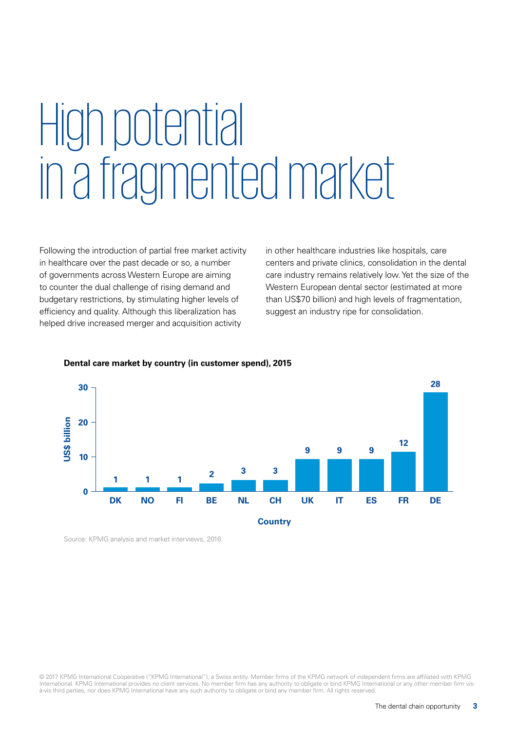# High potential in a fragmented market

Following the introduction of partial free market activity in healthcare over the past decade or so, a number of governments across Western Europe are aiming to counter the dual challenge of rising demand and budgetary restrictions, by stimulating higher levels of efficiency and quality. Although this liberalization has helped drive increased merger and acquisition activity in other healthcare industries like hospitals, care centers and private clinics, consolidation in the dental care industry remains relatively low. Yet the size of the Western European dental sector (estimated at more than US$70 billion) and high levels of fragmentation, suggest an industry ripe for consolidation.

**Dental care market by country (in customer spend), 2015**

| Country | US$ billion |
|---|---|
| DK | 1 |
| NO | 1 |
| FI | 1 |
| BE | 2 |
| NL | 3 |
| CH | 3 |
| UK | 9 |
| IT | 9 |
| ES | 9 |
| FR | 12 |
| DE | 28 |

Source: KPMG analysis and market interviews, 2016.

© 2017 KPMG International Cooperative ("KPMG International"), a Swiss entity. Member firms of the KPMG network of independent firms are affiliated with KPMG International. KPMG International provides no client services. No member firm has any authority to obligate or bind KPMG International or any other member firm vis-à-vis third parties, nor does KPMG International have any such authority to obligate or bind any member firm. All rights reserved.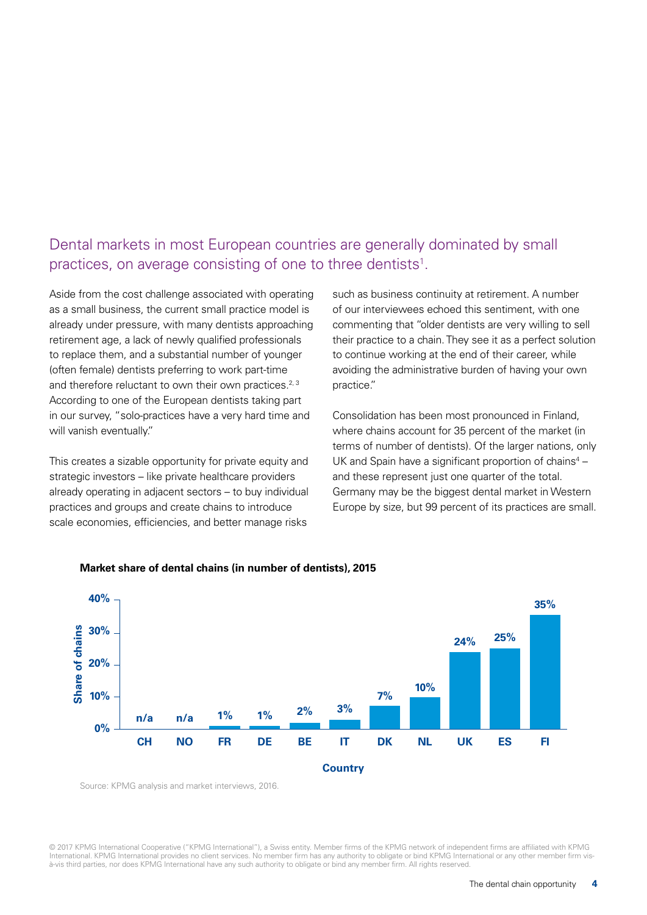## Dental markets in most European countries are generally dominated by small practices, on average consisting of one to three dentists[1].

Aside from the cost challenge associated with operating as a small business, the current small practice model is already under pressure, with many dentists approaching retirement age, a lack of newly qualified professionals to replace them, and a substantial number of younger (often female) dentists preferring to work part-time and therefore reluctant to own their own practices.[2, 3] According to one of the European dentists taking part in our survey, "solo-practices have a very hard time and will vanish eventually."

This creates a sizable opportunity for private equity and strategic investors – like private healthcare providers already operating in adjacent sectors – to buy individual practices and groups and create chains to introduce scale economies, efficiencies, and better manage risks such as business continuity at retirement. A number of our interviewees echoed this sentiment, with one commenting that "older dentists are very willing to sell their practice to a chain. They see it as a perfect solution to continue working at the end of their career, while avoiding the administrative burden of having your own practice."

Consolidation has been most pronounced in Finland, where chains account for 35 percent of the market (in terms of number of dentists). Of the larger nations, only UK and Spain have a significant proportion of chains[4] – and these represent just one quarter of the total. Germany may be the biggest dental market in Western Europe by size, but 99 percent of its practices are small.

**Market share of dental chains (in number of dentists), 2015**

| Country | Share of chains |
|---|---|
| CH | n/a |
| NO | n/a |
| FR | 1% |
| DE | 1% |
| BE | 2% |
| IT | 3% |
| DK | 7% |
| NL | 10% |
| UK | 24% |
| ES | 25% |
| FI | 35% |

Source: KPMG analysis and market interviews, 2016.

© 2017 KPMG International Cooperative ("KPMG International"), a Swiss entity. Member firms of the KPMG network of independent firms are affiliated with KPMG International. KPMG International provides no client services. No member firm has any authority to obligate or bind KPMG International or any other member firm vis-à-vis third parties, nor does KPMG International have any such authority to obligate or bind any member firm. All rights reserved.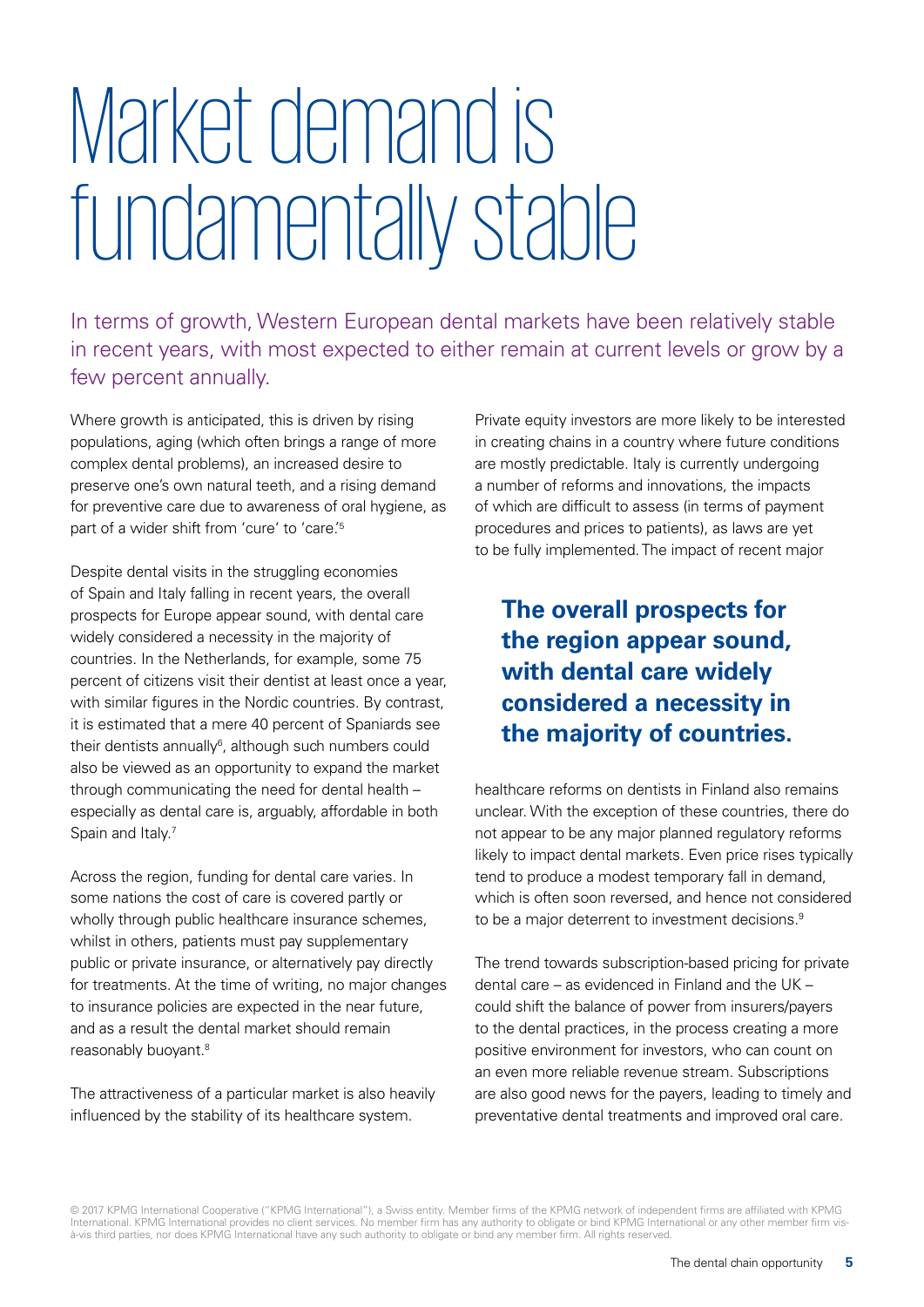# Market demand is fundamentally stable

In terms of growth, Western European dental markets have been relatively stable in recent years, with most expected to either remain at current levels or grow by a few percent annually.

Where growth is anticipated, this is driven by rising populations, aging (which often brings a range of more complex dental problems), an increased desire to preserve one's own natural teeth, and a rising demand for preventive care due to awareness of oral hygiene, as part of a wider shift from 'cure' to 'care'.[5]

Despite dental visits in the struggling economies of Spain and Italy falling in recent years, the overall prospects for Europe appear sound, with dental care widely considered a necessity in the majority of countries. In the Netherlands, for example, some 75 percent of citizens visit their dentist at least once a year, with similar figures in the Nordic countries. By contrast, it is estimated that a mere 40 percent of Spaniards see their dentists annually[6], although such numbers could also be viewed as an opportunity to expand the market through communicating the need for dental health – especially as dental care is, arguably, affordable in both Spain and Italy.[7]

Across the region, funding for dental care varies. In some nations the cost of care is covered partly or wholly through public healthcare insurance schemes, whilst in others, patients must pay supplementary public or private insurance, or alternatively pay directly for treatments. At the time of writing, no major changes to insurance policies are expected in the near future, and as a result the dental market should remain reasonably buoyant.[8]

The attractiveness of a particular market is also heavily influenced by the stability of its healthcare system.

Private equity investors are more likely to be interested in creating chains in a country where future conditions are mostly predictable. Italy is currently undergoing a number of reforms and innovations, the impacts of which are difficult to assess (in terms of payment procedures and prices to patients), as laws are yet to be fully implemented. The impact of recent major healthcare reforms on dentists in Finland also remains unclear. With the exception of these countries, there do not appear to be any major planned regulatory reforms likely to impact dental markets. Even price rises typically tend to produce a modest temporary fall in demand, which is often soon reversed, and hence not considered to be a major deterrent to investment decisions.[9]

**The overall prospects for the region appear sound, with dental care widely considered a necessity in the majority of countries.**

The trend towards subscription-based pricing for private dental care – as evidenced in Finland and the UK – could shift the balance of power from insurers/payers to the dental practices, in the process creating a more positive environment for investors, who can count on an even more reliable revenue stream. Subscriptions are also good news for the payers, leading to timely and preventative dental treatments and improved oral care.

© 2017 KPMG International Cooperative ("KPMG International"), a Swiss entity. Member firms of the KPMG network of independent firms are affiliated with KPMG International. KPMG International provides no client services. No member firm has any authority to obligate or bind KPMG International or any other member firm vis-à-vis third parties, nor does KPMG International have any such authority to obligate or bind any member firm. All rights reserved.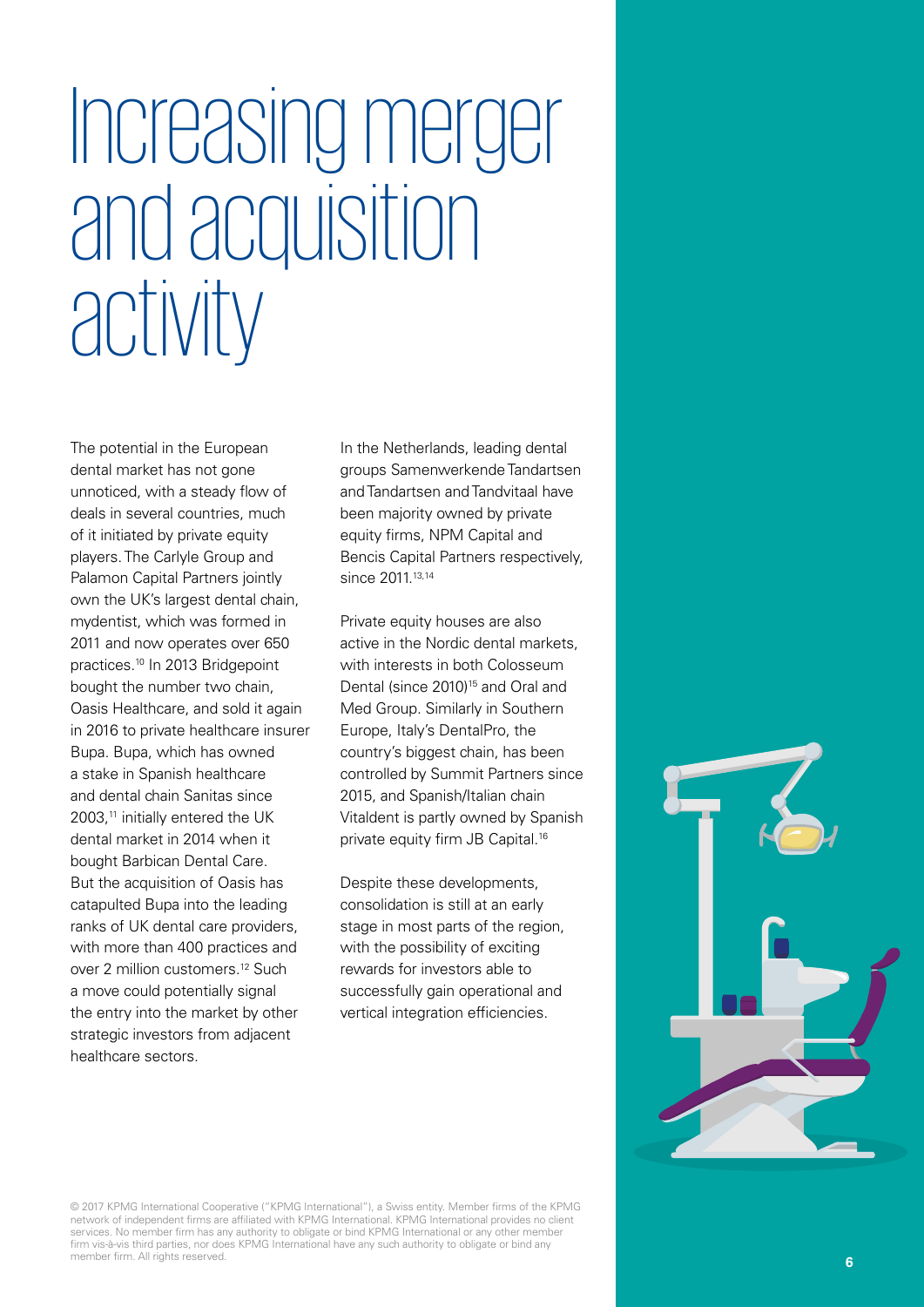# Increasing merger and acquisition activity

The potential in the European dental market has not gone unnoticed, with a steady flow of deals in several countries, much of it initiated by private equity players. The Carlyle Group and Palamon Capital Partners jointly own the UK's largest dental chain, mydentist, which was formed in 2011 and now operates over 650 practices.[10] In 2013 Bridgepoint bought the number two chain, Oasis Healthcare, and sold it again in 2016 to private healthcare insurer Bupa. Bupa, which has owned a stake in Spanish healthcare and dental chain Sanitas since 2003,[11] initially entered the UK dental market in 2014 when it bought Barbican Dental Care. But the acquisition of Oasis has catapulted Bupa into the leading ranks of UK dental care providers, with more than 400 practices and over 2 million customers.[12] Such a move could potentially signal the entry into the market by other strategic investors from adjacent healthcare sectors.

In the Netherlands, leading dental groups Samenwerkende Tandartsen and Tandartsen and Tandvitaal have been majority owned by private equity firms, NPM Capital and Bencis Capital Partners respectively, since 2011.[13,14]

Private equity houses are also active in the Nordic dental markets, with interests in both Colosseum Dental (since 2010)[15] and Oral and Med Group. Similarly in Southern Europe, Italy's DentalPro, the country's biggest chain, has been controlled by Summit Partners since 2015, and Spanish/Italian chain Vitaldent is partly owned by Spanish private equity firm JB Capital.[16]

Despite these developments, consolidation is still at an early stage in most parts of the region, with the possibility of exciting rewards for investors able to successfully gain operational and vertical integration efficiencies.

© 2017 KPMG International Cooperative ("KPMG International"), a Swiss entity. Member firms of the KPMG network of independent firms are affiliated with KPMG International. KPMG International provides no client services. No member firm has any authority to obligate or bind KPMG International or any other member firm vis-à-vis third parties, nor does KPMG International have any such authority to obligate or bind any member firm. All rights reserved.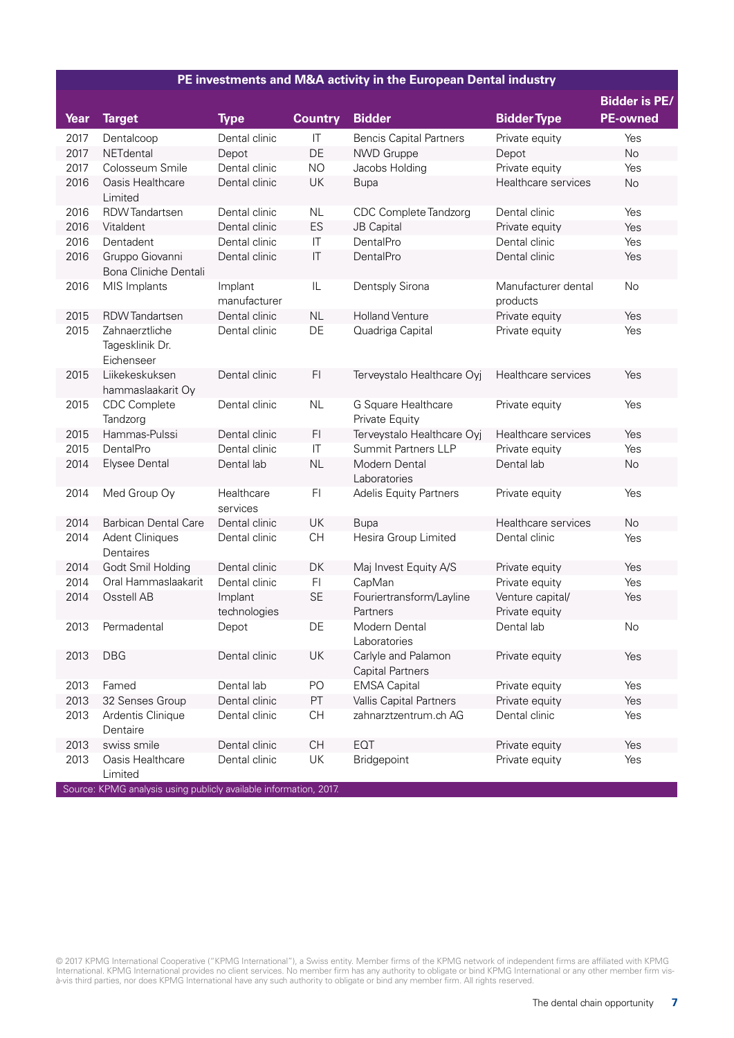**PE investments and M&A activity in the European Dental industry**

| Year | Target | Type | Country | Bidder | Bidder Type | Bidder is PE/ PE-owned |
|---|---|---|---|---|---|---|
| 2017 | Dentalcoop | Dental clinic | IT | Bencis Capital Partners | Private equity | Yes |
| 2017 | NETdental | Depot | DE | NWD Gruppe | Depot | No |
| 2017 | Colosseum Smile | Dental clinic | NO | Jacobs Holding | Private equity | Yes |
| 2016 | Oasis Healthcare Limited | Dental clinic | UK | Bupa | Healthcare services | No |
| 2016 | RDW Tandartsen | Dental clinic | NL | CDC Complete Tandzorg | Dental clinic | Yes |
| 2016 | Vitaldent | Dental clinic | ES | JB Capital | Private equity | Yes |
| 2016 | Dentadent | Dental clinic | IT | DentalPro | Dental clinic | Yes |
| 2016 | Gruppo Giovanni Bona Cliniche Dentali | Dental clinic | IT | DentalPro | Dental clinic | Yes |
| 2016 | MIS Implants | Implant manufacturer | IL | Dentsply Sirona | Manufacturer dental products | No |
| 2015 | RDW Tandartsen | Dental clinic | NL | Holland Venture | Private equity | Yes |
| 2015 | Zahnaerztliche Tagesklinik Dr. Eichenseer | Dental clinic | DE | Quadriga Capital | Private equity | Yes |
| 2015 | Liikekeskuksen hammaslaakarit Oy | Dental clinic | FI | Terveystalo Healthcare Oyj | Healthcare services | Yes |
| 2015 | CDC Complete Tandzorg | Dental clinic | NL | G Square Healthcare Private Equity | Private equity | Yes |
| 2015 | Hammas-Pulssi | Dental clinic | FI | Terveystalo Healthcare Oyj | Healthcare services | Yes |
| 2015 | DentalPro | Dental clinic | IT | Summit Partners LLP | Private equity | Yes |
| 2014 | Elysee Dental | Dental lab | NL | Modern Dental Laboratories | Dental lab | No |
| 2014 | Med Group Oy | Healthcare services | FI | Adelis Equity Partners | Private equity | Yes |
| 2014 | Barbican Dental Care | Dental clinic | UK | Bupa | Healthcare services | No |
| 2014 | Adent Cliniques Dentaires | Dental clinic | CH | Hesira Group Limited | Dental clinic | Yes |
| 2014 | Godt Smil Holding | Dental clinic | DK | Maj Invest Equity A/S | Private equity | Yes |
| 2014 | Oral Hammaslaakarit | Dental clinic | FI | CapMan | Private equity | Yes |
| 2014 | Osstell AB | Implant technologies | SE | Fouriertransform/Layline Partners | Venture capital/ Private equity | Yes |
| 2013 | Permadental | Depot | DE | Modern Dental Laboratories | Dental lab | No |
| 2013 | DBG | Dental clinic | UK | Carlyle and Palamon Capital Partners | Private equity | Yes |
| 2013 | Famed | Dental lab | PO | EMSA Capital | Private equity | Yes |
| 2013 | 32 Senses Group | Dental clinic | PT | Vallis Capital Partners | Private equity | Yes |
| 2013 | Ardentis Clinique Dentaire | Dental clinic | CH | zahnarztzentrum.ch AG | Dental clinic | Yes |
| 2013 | swiss smile | Dental clinic | CH | EQT | Private equity | Yes |
| 2013 | Oasis Healthcare Limited | Dental clinic | UK | Bridgepoint | Private equity | Yes |

Source: KPMG analysis using publicly available information, 2017.

© 2017 KPMG International Cooperative ("KPMG International"), a Swiss entity. Member firms of the KPMG network of independent firms are affiliated with KPMG International. KPMG International provides no client services. No member firm has any authority to obligate or bind KPMG International or any other member firm vis-à-vis third parties, nor does KPMG International have any such authority to obligate or bind any member firm. All rights reserved.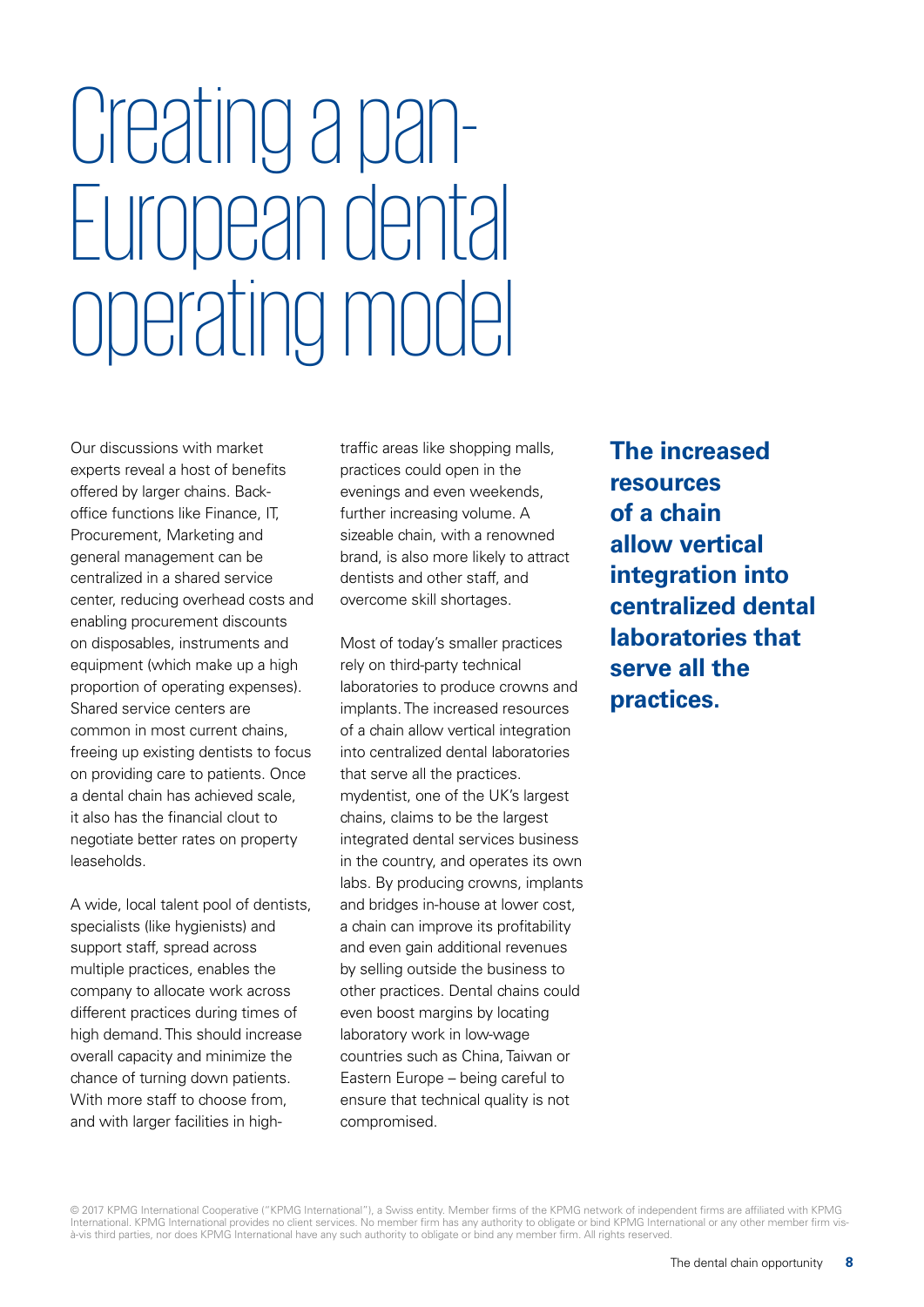# Creating a pan-European dental operating model

Our discussions with market experts reveal a host of benefits offered by larger chains. Back-office functions like Finance, IT, Procurement, Marketing and general management can be centralized in a shared service center, reducing overhead costs and enabling procurement discounts on disposables, instruments and equipment (which make up a high proportion of operating expenses). Shared service centers are common in most current chains, freeing up existing dentists to focus on providing care to patients. Once a dental chain has achieved scale, it also has the financial clout to negotiate better rates on property leaseholds.

A wide, local talent pool of dentists, specialists (like hygienists) and support staff, spread across multiple practices, enables the company to allocate work across different practices during times of high demand. This should increase overall capacity and minimize the chance of turning down patients. With more staff to choose from, and with larger facilities in high-traffic areas like shopping malls, practices could open in the evenings and even weekends, further increasing volume. A sizeable chain, with a renowned brand, is also more likely to attract dentists and other staff, and overcome skill shortages.

Most of today's smaller practices rely on third-party technical laboratories to produce crowns and implants. The increased resources of a chain allow vertical integration into centralized dental laboratories that serve all the practices. mydentist, one of the UK's largest chains, claims to be the largest integrated dental services business in the country, and operates its own labs. By producing crowns, implants and bridges in-house at lower cost, a chain can improve its profitability and even gain additional revenues by selling outside the business to other practices. Dental chains could even boost margins by locating laboratory work in low-wage countries such as China, Taiwan or Eastern Europe – being careful to ensure that technical quality is not compromised.

**The increased resources of a chain allow vertical integration into centralized dental laboratories that serve all the practices.**

© 2017 KPMG International Cooperative ("KPMG International"), a Swiss entity. Member firms of the KPMG network of independent firms are affiliated with KPMG International. KPMG International provides no client services. No member firm has any authority to obligate or bind KPMG International or any other member firm vis-à-vis third parties, nor does KPMG International have any such authority to obligate or bind any member firm. All rights reserved.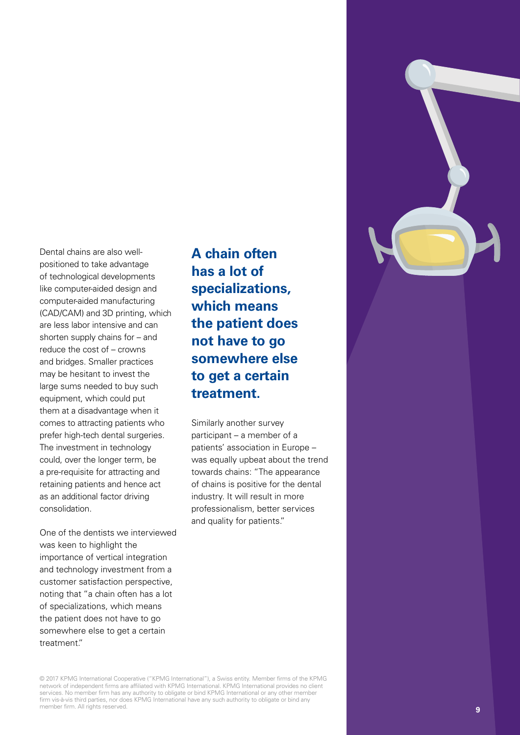Dental chains are also well-positioned to take advantage of technological developments like computer-aided design and computer-aided manufacturing (CAD/CAM) and 3D printing, which are less labor intensive and can shorten supply chains for – and reduce the cost of – crowns and bridges. Smaller practices may be hesitant to invest the large sums needed to buy such equipment, which could put them at a disadvantage when it comes to attracting patients who prefer high-tech dental surgeries. The investment in technology could, over the longer term, be a pre-requisite for attracting and retaining patients and hence act as an additional factor driving consolidation.

One of the dentists we interviewed was keen to highlight the importance of vertical integration and technology investment from a customer satisfaction perspective, noting that "a chain often has a lot of specializations, which means the patient does not have to go somewhere else to get a certain treatment."

**A chain often has a lot of specializations, which means the patient does not have to go somewhere else to get a certain treatment.**

Similarly another survey participant – a member of a patients' association in Europe – was equally upbeat about the trend towards chains: "The appearance of chains is positive for the dental industry. It will result in more professionalism, better services and quality for patients."

© 2017 KPMG International Cooperative ("KPMG International"), a Swiss entity. Member firms of the KPMG network of independent firms are affiliated with KPMG International. KPMG International provides no client services. No member firm has any authority to obligate or bind KPMG International or any other member firm vis-à-vis third parties, nor does KPMG International have any such authority to obligate or bind any member firm. All rights reserved.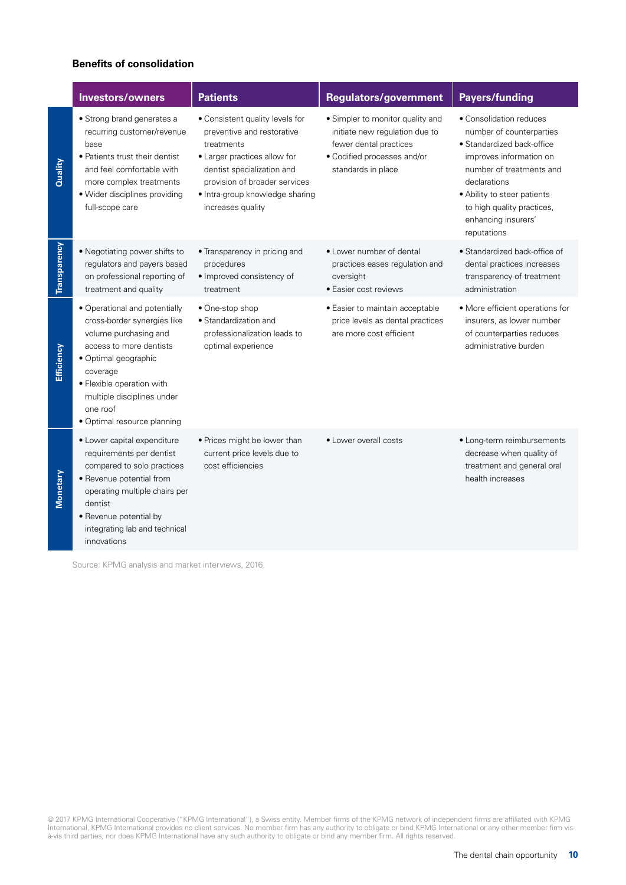### Benefits of consolidation

| | Investors/owners | Patients | Regulators/government | Payers/funding |
|---|---|---|---|---|
| **Quality** | • Strong brand generates a recurring customer/revenue base<br>• Patients trust their dentist and feel comfortable with more complex treatments<br>• Wider disciplines providing full-scope care | • Consistent quality levels for preventive and restorative treatments<br>• Larger practices allow for dentist specialization and provision of broader services<br>• Intra-group knowledge sharing increases quality | • Simpler to monitor quality and initiate new regulation due to fewer dental practices<br>• Codified processes and/or standards in place | • Consolidation reduces number of counterparties<br>• Standardized back-office improves information on number of treatments and declarations<br>• Ability to steer patients to high quality practices, enhancing insurers' reputations |
| **Transparency** | • Negotiating power shifts to regulators and payers based on professional reporting of treatment and quality | • Transparency in pricing and procedures<br>• Improved consistency of treatment | • Lower number of dental practices eases regulation and oversight<br>• Easier cost reviews | • Standardized back-office of dental practices increases transparency of treatment administration |
| **Efficiency** | • Operational and potentially cross-border synergies like volume purchasing and access to more dentists<br>• Optimal geographic coverage<br>• Flexible operation with multiple disciplines under one roof<br>• Optimal resource planning | • One-stop shop<br>• Standardization and professionalization leads to optimal experience | • Easier to maintain acceptable price levels as dental practices are more cost efficient | • More efficient operations for insurers, as lower number of counterparties reduces administrative burden |
| **Monetary** | • Lower capital expenditure requirements per dentist compared to solo practices<br>• Revenue potential from operating multiple chairs per dentist<br>• Revenue potential by integrating lab and technical innovations | • Prices might be lower than current price levels due to cost efficiencies | • Lower overall costs | • Long-term reimbursements decrease when quality of treatment and general oral health increases |

Source: KPMG analysis and market interviews, 2016.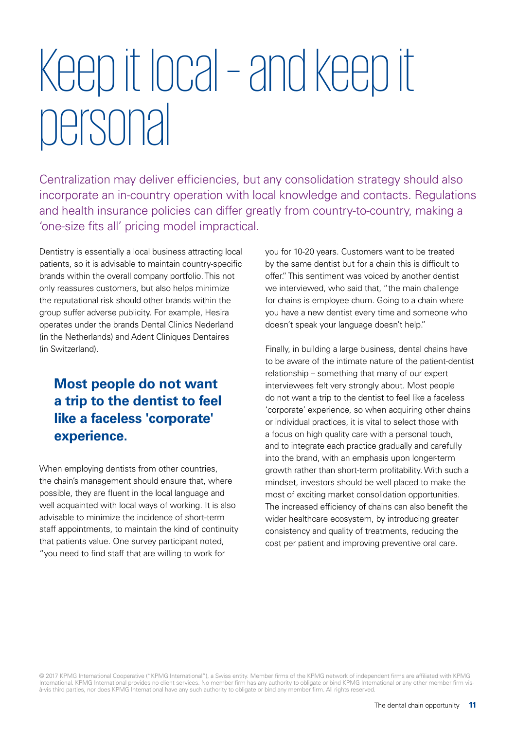# Keep it local – and keep it personal

Centralization may deliver efficiencies, but any consolidation strategy should also incorporate an in-country operation with local knowledge and contacts. Regulations and health insurance policies can differ greatly from country-to-country, making a 'one-size fits all' pricing model impractical.

Dentistry is essentially a local business attracting local patients, so it is advisable to maintain country-specific brands within the overall company portfolio. This not only reassures customers, but also helps minimize the reputational risk should other brands within the group suffer adverse publicity. For example, Hesira operates under the brands Dental Clinics Nederland (in the Netherlands) and Adent Cliniques Dentaires (in Switzerland).

**Most people do not want a trip to the dentist to feel like a faceless 'corporate' experience.**

When employing dentists from other countries, the chain's management should ensure that, where possible, they are fluent in the local language and well acquainted with local ways of working. It is also advisable to minimize the incidence of short-term staff appointments, to maintain the kind of continuity that patients value. One survey participant noted, "you need to find staff that are willing to work for you for 10-20 years. Customers want to be treated by the same dentist but for a chain this is difficult to offer." This sentiment was voiced by another dentist we interviewed, who said that, "the main challenge for chains is employee churn. Going to a chain where you have a new dentist every time and someone who doesn't speak your language doesn't help."

Finally, in building a large business, dental chains have to be aware of the intimate nature of the patient-dentist relationship – something that many of our expert interviewees felt very strongly about. Most people do not want a trip to the dentist to feel like a faceless 'corporate' experience, so when acquiring other chains or individual practices, it is vital to select those with a focus on high quality care with a personal touch, and to integrate each practice gradually and carefully into the brand, with an emphasis upon longer-term growth rather than short-term profitability. With such a mindset, investors should be well placed to make the most of exciting market consolidation opportunities. The increased efficiency of chains can also benefit the wider healthcare ecosystem, by introducing greater consistency and quality of treatments, reducing the cost per patient and improving preventive oral care.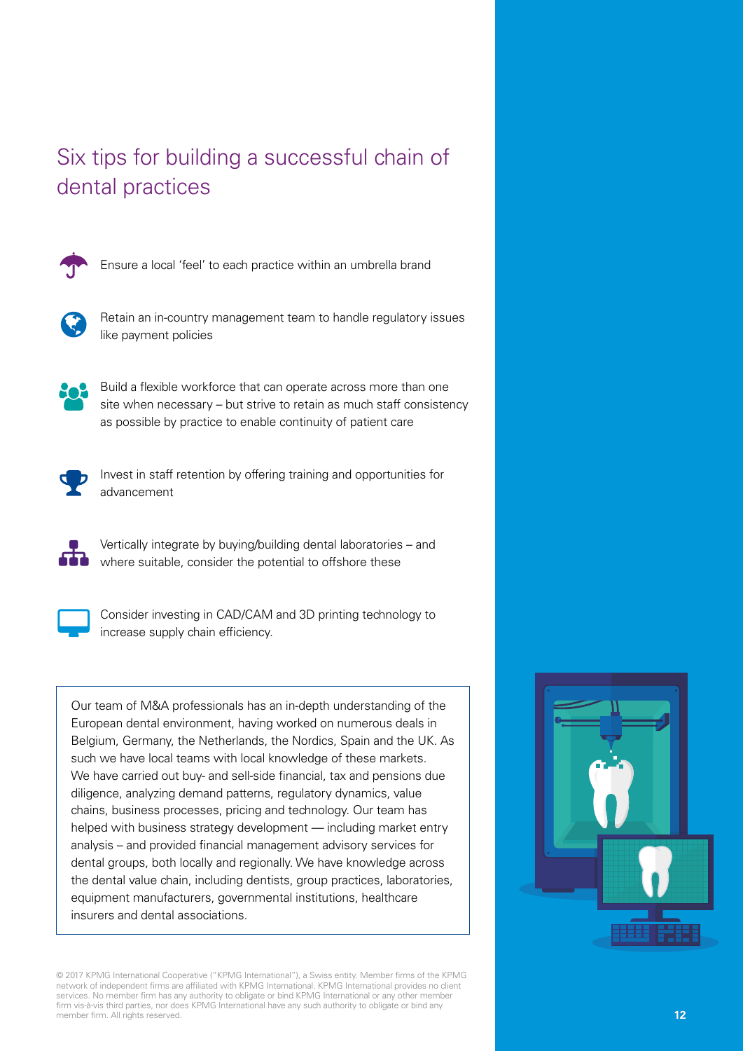## Six tips for building a successful chain of dental practices

- Ensure a local 'feel' to each practice within an umbrella brand
- Retain an in-country management team to handle regulatory issues like payment policies
- Build a flexible workforce that can operate across more than one site when necessary – but strive to retain as much staff consistency as possible by practice to enable continuity of patient care
- Invest in staff retention by offering training and opportunities for advancement
- Vertically integrate by buying/building dental laboratories – and where suitable, consider the potential to offshore these
- Consider investing in CAD/CAM and 3D printing technology to increase supply chain efficiency.

Our team of M&A professionals has an in-depth understanding of the European dental environment, having worked on numerous deals in Belgium, Germany, the Netherlands, the Nordics, Spain and the UK. As such we have local teams with local knowledge of these markets. We have carried out buy- and sell-side financial, tax and pensions due diligence, analyzing demand patterns, regulatory dynamics, value chains, business processes, pricing and technology. Our team has helped with business strategy development — including market entry analysis – and provided financial management advisory services for dental groups, both locally and regionally. We have knowledge across the dental value chain, including dentists, group practices, laboratories, equipment manufacturers, governmental institutions, healthcare insurers and dental associations.

© 2017 KPMG International Cooperative ("KPMG International"), a Swiss entity. Member firms of the KPMG network of independent firms are affiliated with KPMG International. KPMG International provides no client services. No member firm has any authority to obligate or bind KPMG International or any other member firm vis-à-vis third parties, nor does KPMG International have any such authority to obligate or bind any member firm. All rights reserved.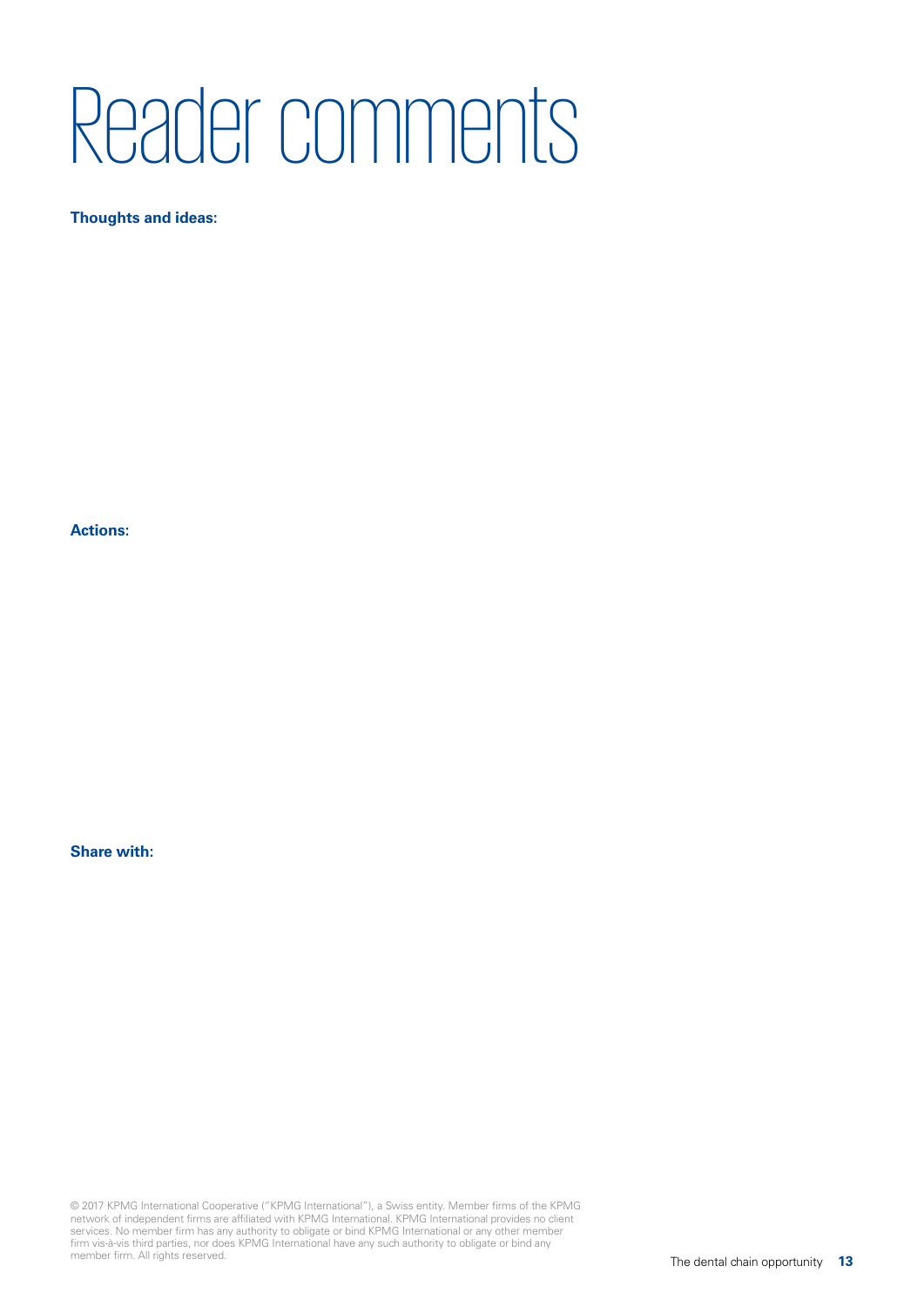# Reader comments

**Thoughts and ideas:**

**Actions:**

**Share with:**

© 2017 KPMG International Cooperative ("KPMG International"), a Swiss entity. Member firms of the KPMG network of independent firms are affiliated with KPMG International. KPMG International provides no client services. No member firm has any authority to obligate or bind KPMG International or any other member firm vis-à-vis third parties, nor does KPMG International have any such authority to obligate or bind any member firm. All rights reserved.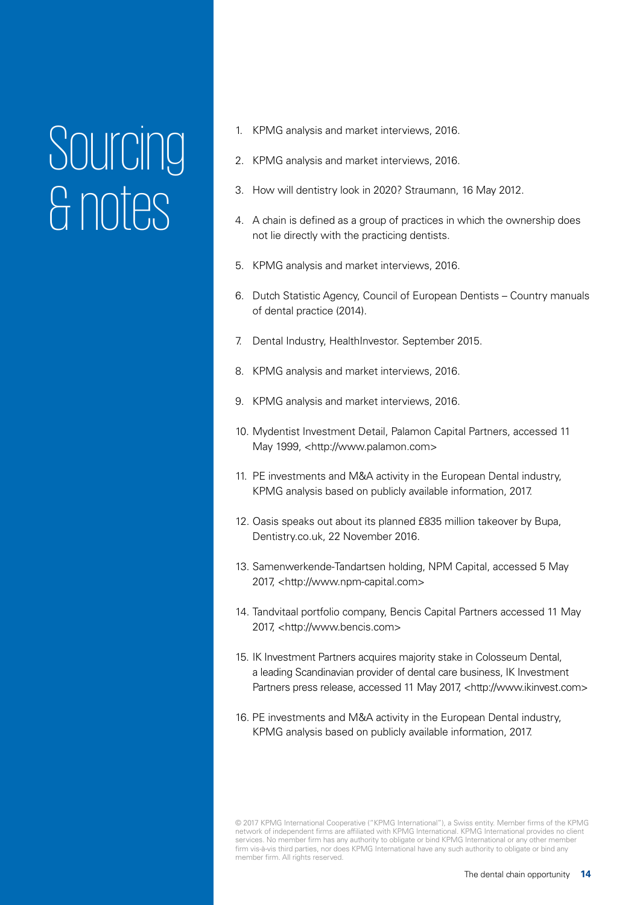# Sourcing & notes

1. KPMG analysis and market interviews, 2016.
2. KPMG analysis and market interviews, 2016.
3. How will dentistry look in 2020? Straumann, 16 May 2012.
4. A chain is defined as a group of practices in which the ownership does not lie directly with the practicing dentists.
5. KPMG analysis and market interviews, 2016.
6. Dutch Statistic Agency, Council of European Dentists – Country manuals of dental practice (2014).
7. Dental Industry, HealthInvestor. September 2015.
8. KPMG analysis and market interviews, 2016.
9. KPMG analysis and market interviews, 2016.
10. Mydentist Investment Detail, Palamon Capital Partners, accessed 11 May 1999, <http://www.palamon.com>
11. PE investments and M&A activity in the European Dental industry, KPMG analysis based on publicly available information, 2017.
12. Oasis speaks out about its planned £835 million takeover by Bupa, Dentistry.co.uk, 22 November 2016.
13. Samenwerkende-Tandartsen holding, NPM Capital, accessed 5 May 2017, <http://www.npm-capital.com>
14. Tandvitaal portfolio company, Bencis Capital Partners accessed 11 May 2017, <http://www.bencis.com>
15. IK Investment Partners acquires majority stake in Colosseum Dental, a leading Scandinavian provider of dental care business, IK Investment Partners press release, accessed 11 May 2017, <http://www.ikinvest.com>
16. PE investments and M&A activity in the European Dental industry, KPMG analysis based on publicly available information, 2017.

© 2017 KPMG International Cooperative ("KPMG International"), a Swiss entity. Member firms of the KPMG network of independent firms are affiliated with KPMG International. KPMG International provides no client services. No member firm has any authority to obligate or bind KPMG International or any other member firm vis-à-vis third parties, nor does KPMG International have any such authority to obligate or bind any member firm. All rights reserved.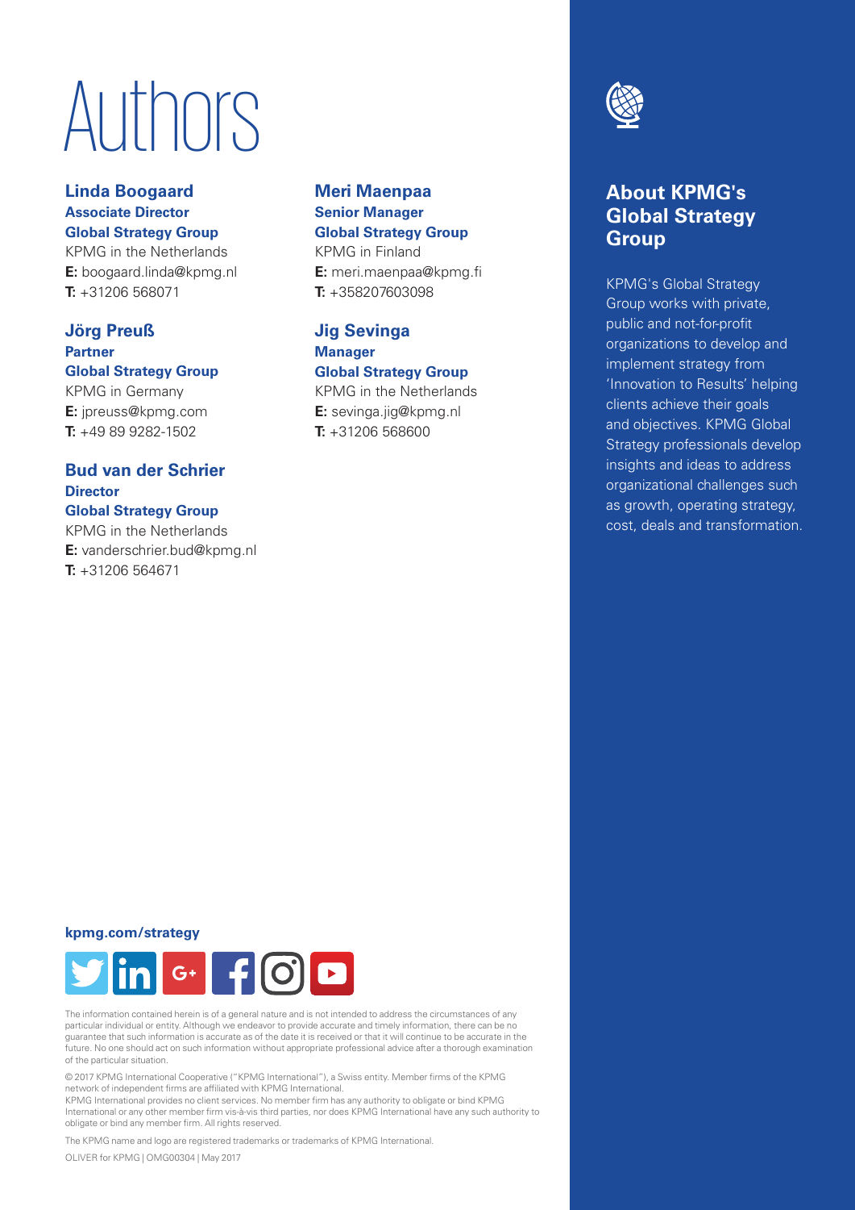# Authors

**Linda Boogaard**
**Associate Director**
**Global Strategy Group**
KPMG in the Netherlands
**E:** boogaard.linda@kpmg.nl
**T:** +31206 568071

**Jörg Preuß**
**Partner**
**Global Strategy Group**
KPMG in Germany
**E:** jpreuss@kpmg.com
**T:** +49 89 9282-1502

**Bud van der Schrier**
**Director**
**Global Strategy Group**
KPMG in the Netherlands
**E:** vanderschrier.bud@kpmg.nl
**T:** +31206 564671

**Meri Maenpaa**
**Senior Manager**
**Global Strategy Group**
KPMG in Finland
**E:** meri.maenpaa@kpmg.fi
**T:** +358207603098

**Jig Sevinga**
**Manager**
**Global Strategy Group**
KPMG in the Netherlands
**E:** sevinga.jig@kpmg.nl
**T:** +31206 568600

## About KPMG's Global Strategy Group

KPMG's Global Strategy Group works with private, public and not-for-profit organizations to develop and implement strategy from 'Innovation to Results' helping clients achieve their goals and objectives. KPMG Global Strategy professionals develop insights and ideas to address organizational challenges such as growth, operating strategy, cost, deals and transformation.

**kpmg.com/strategy**

The information contained herein is of a general nature and is not intended to address the circumstances of any particular individual or entity. Although we endeavor to provide accurate and timely information, there can be no guarantee that such information is accurate as of the date it is received or that it will continue to be accurate in the future. No one should act on such information without appropriate professional advice after a thorough examination of the particular situation.

© 2017 KPMG International Cooperative ("KPMG International"), a Swiss entity. Member firms of the KPMG network of independent firms are affiliated with KPMG International.
KPMG International provides no client services. No member firm has any authority to obligate or bind KPMG International or any other member firm vis-à-vis third parties, nor does KPMG International have any such authority to obligate or bind any member firm. All rights reserved.

The KPMG name and logo are registered trademarks or trademarks of KPMG International.

OLIVER for KPMG | OMG00304 | May 2017